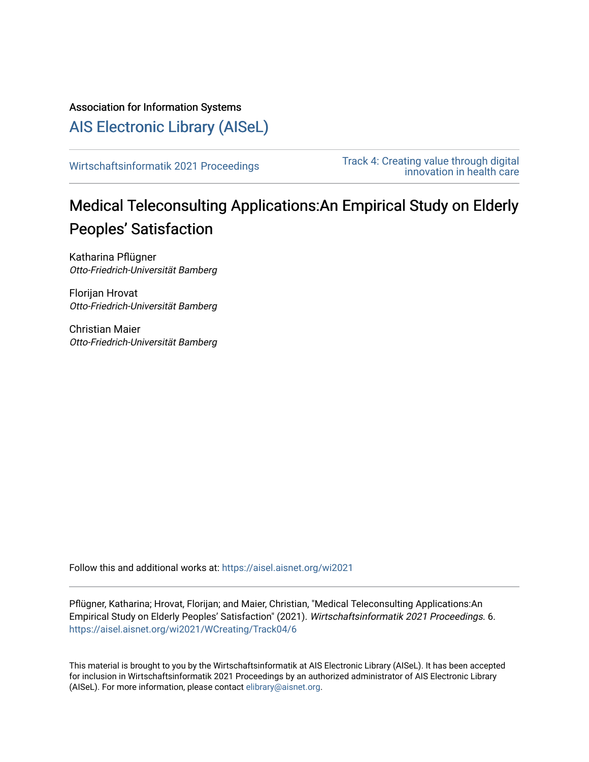Association for Information Systems

# AIS Electronic Library (AISeL)

Wirtschaftsinformatik 2021 Proceedings

Track 4: Creating value through digital innovation in health care

## Medical Teleconsulting Applications:An Empirical Study on Elderly Peoples' Satisfaction

Katharina Pflügner
*Otto-Friedrich-Universität Bamberg*

Florijan Hrovat
*Otto-Friedrich-Universität Bamberg*

Christian Maier
*Otto-Friedrich-Universität Bamberg*

Follow this and additional works at: https://aisel.aisnet.org/wi2021

Pflügner, Katharina; Hrovat, Florijan; and Maier, Christian, "Medical Teleconsulting Applications:An Empirical Study on Elderly Peoples' Satisfaction" (2021). *Wirtschaftsinformatik 2021 Proceedings*. 6.
https://aisel.aisnet.org/wi2021/WCreating/Track04/6

This material is brought to you by the Wirtschaftsinformatik at AIS Electronic Library (AISeL). It has been accepted for inclusion in Wirtschaftsinformatik 2021 Proceedings by an authorized administrator of AIS Electronic Library (AISeL). For more information, please contact elibrary@aisnet.org.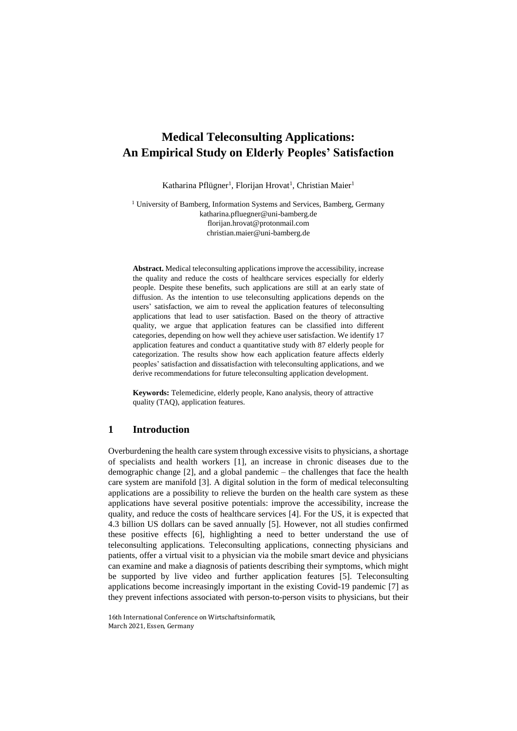# Medical Teleconsulting Applications: An Empirical Study on Elderly Peoples' Satisfaction

Katharina Pflügner[1], Florijan Hrovat[1], Christian Maier[1]

[1] University of Bamberg, Information Systems and Services, Bamberg, Germany
katharina.pfluegner@uni-bamberg.de
florijan.hrovat@protonmail.com
christian.maier@uni-bamberg.de

**Abstract.** Medical teleconsulting applications improve the accessibility, increase the quality and reduce the costs of healthcare services especially for elderly people. Despite these benefits, such applications are still at an early state of diffusion. As the intention to use teleconsulting applications depends on the users' satisfaction, we aim to reveal the application features of teleconsulting applications that lead to user satisfaction. Based on the theory of attractive quality, we argue that application features can be classified into different categories, depending on how well they achieve user satisfaction. We identify 17 application features and conduct a quantitative study with 87 elderly people for categorization. The results show how each application feature affects elderly peoples' satisfaction and dissatisfaction with teleconsulting applications, and we derive recommendations for future teleconsulting application development.

**Keywords:** Telemedicine, elderly people, Kano analysis, theory of attractive quality (TAQ), application features.

## 1 Introduction

Overburdening the health care system through excessive visits to physicians, a shortage of specialists and health workers [1], an increase in chronic diseases due to the demographic change [2], and a global pandemic – the challenges that face the health care system are manifold [3]. A digital solution in the form of medical teleconsulting applications are a possibility to relieve the burden on the health care system as these applications have several positive potentials: improve the accessibility, increase the quality, and reduce the costs of healthcare services [4]. For the US, it is expected that 4.3 billion US dollars can be saved annually [5]. However, not all studies confirmed these positive effects [6], highlighting a need to better understand the use of teleconsulting applications. Teleconsulting applications, connecting physicians and patients, offer a virtual visit to a physician via the mobile smart device and physicians can examine and make a diagnosis of patients describing their symptoms, which might be supported by live video and further application features [5]. Teleconsulting applications become increasingly important in the existing Covid-19 pandemic [7] as they prevent infections associated with person-to-person visits to physicians, but their

16th International Conference on Wirtschaftsinformatik,
March 2021, Essen, Germany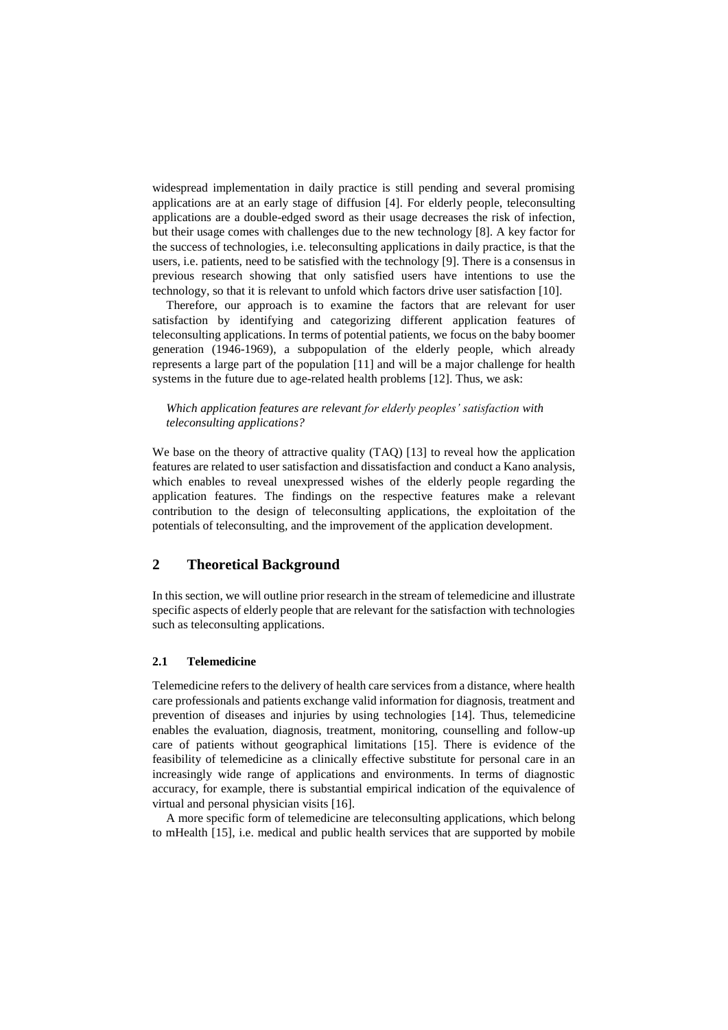widespread implementation in daily practice is still pending and several promising applications are at an early stage of diffusion [4]. For elderly people, teleconsulting applications are a double-edged sword as their usage decreases the risk of infection, but their usage comes with challenges due to the new technology [8]. A key factor for the success of technologies, i.e. teleconsulting applications in daily practice, is that the users, i.e. patients, need to be satisfied with the technology [9]. There is a consensus in previous research showing that only satisfied users have intentions to use the technology, so that it is relevant to unfold which factors drive user satisfaction [10].

Therefore, our approach is to examine the factors that are relevant for user satisfaction by identifying and categorizing different application features of teleconsulting applications. In terms of potential patients, we focus on the baby boomer generation (1946-1969), a subpopulation of the elderly people, which already represents a large part of the population [11] and will be a major challenge for health systems in the future due to age-related health problems [12]. Thus, we ask:

*Which application features are relevant for elderly peoples' satisfaction with teleconsulting applications?*

We base on the theory of attractive quality (TAQ) [13] to reveal how the application features are related to user satisfaction and dissatisfaction and conduct a Kano analysis, which enables to reveal unexpressed wishes of the elderly people regarding the application features. The findings on the respective features make a relevant contribution to the design of teleconsulting applications, the exploitation of the potentials of teleconsulting, and the improvement of the application development.

## 2 Theoretical Background

In this section, we will outline prior research in the stream of telemedicine and illustrate specific aspects of elderly people that are relevant for the satisfaction with technologies such as teleconsulting applications.

### 2.1 Telemedicine

Telemedicine refers to the delivery of health care services from a distance, where health care professionals and patients exchange valid information for diagnosis, treatment and prevention of diseases and injuries by using technologies [14]. Thus, telemedicine enables the evaluation, diagnosis, treatment, monitoring, counselling and follow-up care of patients without geographical limitations [15]. There is evidence of the feasibility of telemedicine as a clinically effective substitute for personal care in an increasingly wide range of applications and environments. In terms of diagnostic accuracy, for example, there is substantial empirical indication of the equivalence of virtual and personal physician visits [16].

A more specific form of telemedicine are teleconsulting applications, which belong to mHealth [15], i.e. medical and public health services that are supported by mobile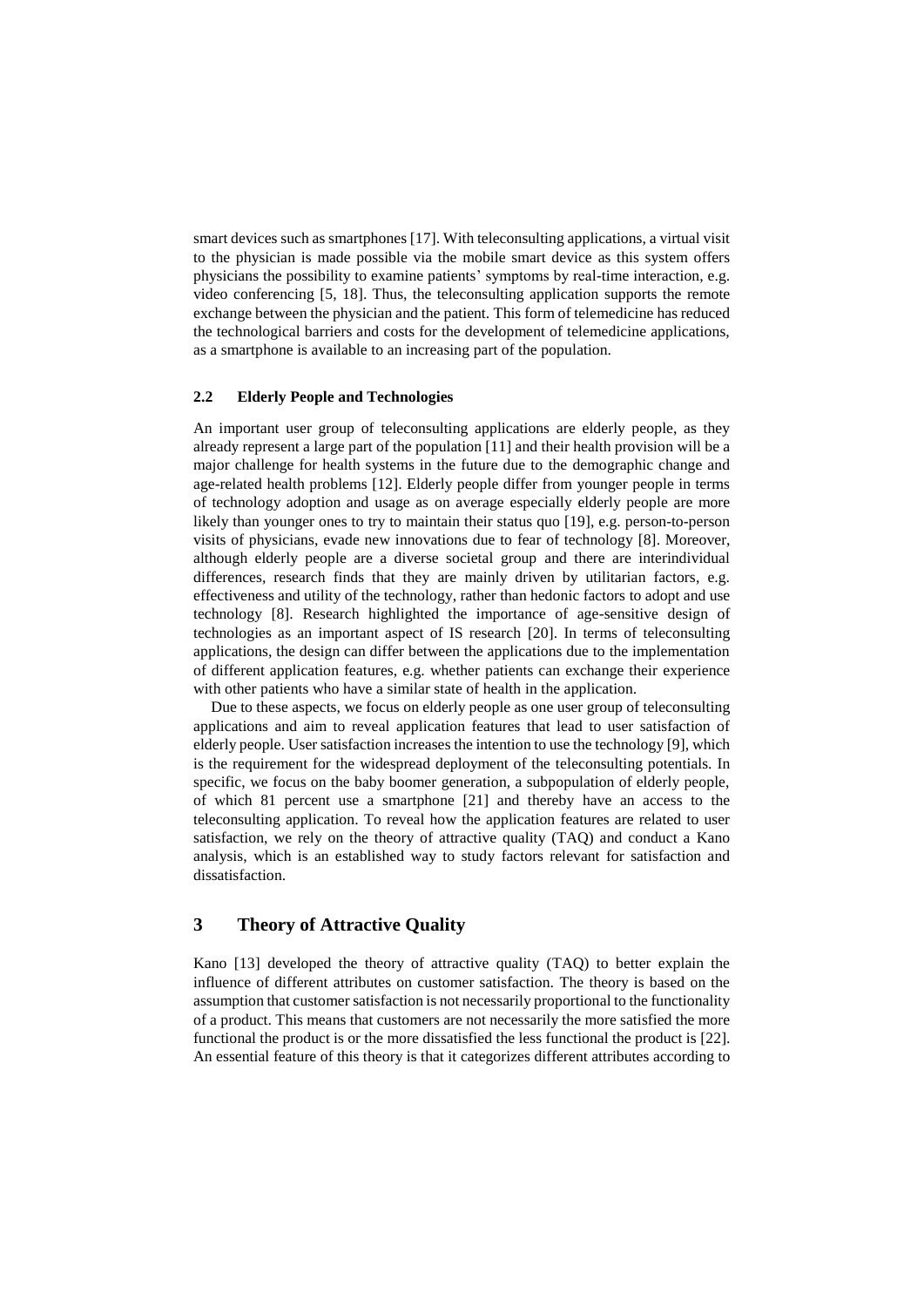smart devices such as smartphones [17]. With teleconsulting applications, a virtual visit to the physician is made possible via the mobile smart device as this system offers physicians the possibility to examine patients' symptoms by real-time interaction, e.g. video conferencing [5, 18]. Thus, the teleconsulting application supports the remote exchange between the physician and the patient. This form of telemedicine has reduced the technological barriers and costs for the development of telemedicine applications, as a smartphone is available to an increasing part of the population.

### 2.2 Elderly People and Technologies

An important user group of teleconsulting applications are elderly people, as they already represent a large part of the population [11] and their health provision will be a major challenge for health systems in the future due to the demographic change and age-related health problems [12]. Elderly people differ from younger people in terms of technology adoption and usage as on average especially elderly people are more likely than younger ones to try to maintain their status quo [19], e.g. person-to-person visits of physicians, evade new innovations due to fear of technology [8]. Moreover, although elderly people are a diverse societal group and there are interindividual differences, research finds that they are mainly driven by utilitarian factors, e.g. effectiveness and utility of the technology, rather than hedonic factors to adopt and use technology [8]. Research highlighted the importance of age-sensitive design of technologies as an important aspect of IS research [20]. In terms of teleconsulting applications, the design can differ between the applications due to the implementation of different application features, e.g. whether patients can exchange their experience with other patients who have a similar state of health in the application.

Due to these aspects, we focus on elderly people as one user group of teleconsulting applications and aim to reveal application features that lead to user satisfaction of elderly people. User satisfaction increases the intention to use the technology [9], which is the requirement for the widespread deployment of the teleconsulting potentials. In specific, we focus on the baby boomer generation, a subpopulation of elderly people, of which 81 percent use a smartphone [21] and thereby have an access to the teleconsulting application. To reveal how the application features are related to user satisfaction, we rely on the theory of attractive quality (TAQ) and conduct a Kano analysis, which is an established way to study factors relevant for satisfaction and dissatisfaction.

## 3 Theory of Attractive Quality

Kano [13] developed the theory of attractive quality (TAQ) to better explain the influence of different attributes on customer satisfaction. The theory is based on the assumption that customer satisfaction is not necessarily proportional to the functionality of a product. This means that customers are not necessarily the more satisfied the more functional the product is or the more dissatisfied the less functional the product is [22]. An essential feature of this theory is that it categorizes different attributes according to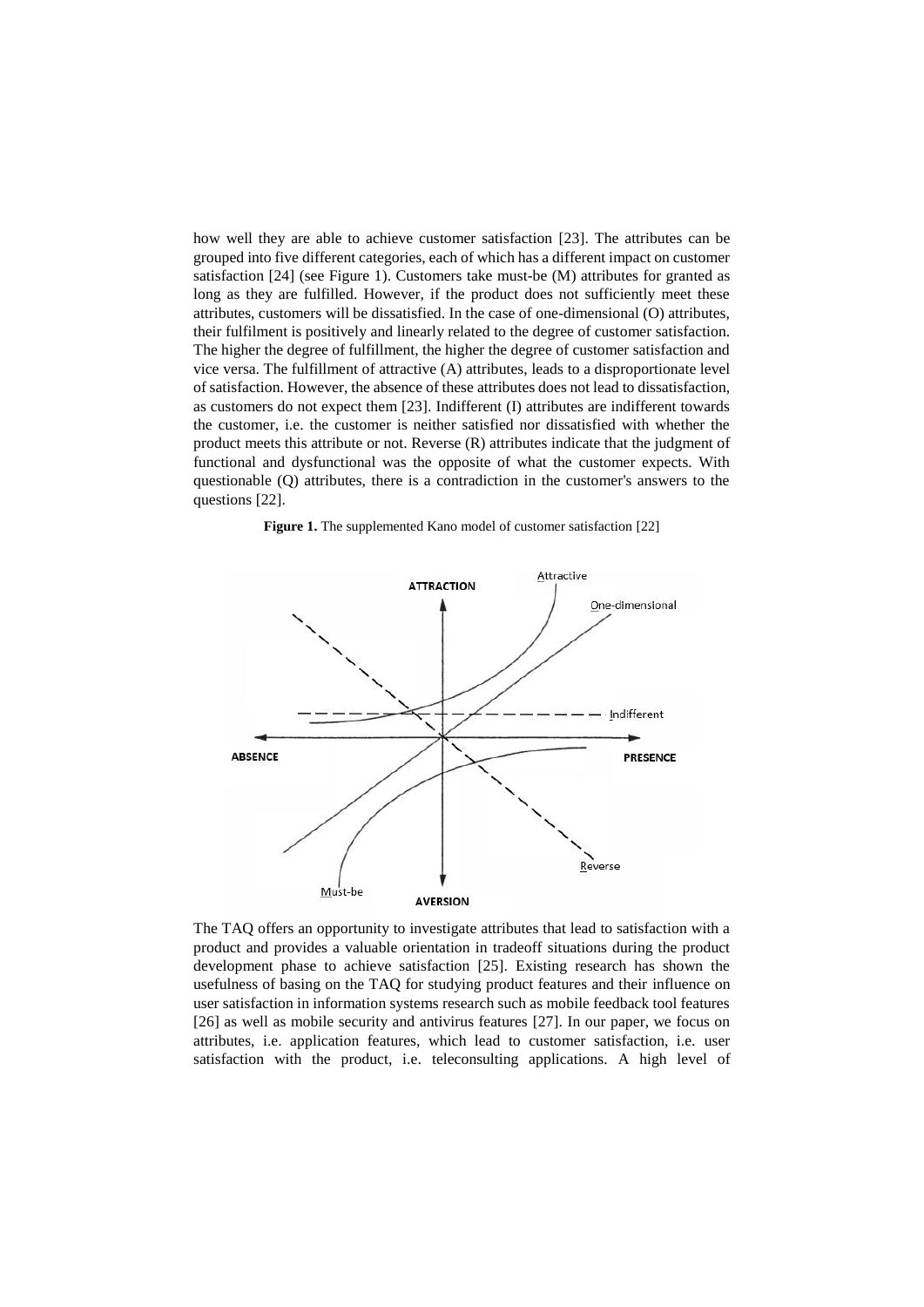how well they are able to achieve customer satisfaction [23]. The attributes can be grouped into five different categories, each of which has a different impact on customer satisfaction [24] (see Figure 1). Customers take must-be (M) attributes for granted as long as they are fulfilled. However, if the product does not sufficiently meet these attributes, customers will be dissatisfied. In the case of one-dimensional (O) attributes, their fulfilment is positively and linearly related to the degree of customer satisfaction. The higher the degree of fulfillment, the higher the degree of customer satisfaction and vice versa. The fulfillment of attractive (A) attributes, leads to a disproportionate level of satisfaction. However, the absence of these attributes does not lead to dissatisfaction, as customers do not expect them [23]. Indifferent (I) attributes are indifferent towards the customer, i.e. the customer is neither satisfied nor dissatisfied with whether the product meets this attribute or not. Reverse (R) attributes indicate that the judgment of functional and dysfunctional was the opposite of what the customer expects. With questionable (Q) attributes, there is a contradiction in the customer's answers to the questions [22].

**Figure 1.** The supplemented Kano model of customer satisfaction [22]

The TAQ offers an opportunity to investigate attributes that lead to satisfaction with a product and provides a valuable orientation in tradeoff situations during the product development phase to achieve satisfaction [25]. Existing research has shown the usefulness of basing on the TAQ for studying product features and their influence on user satisfaction in information systems research such as mobile feedback tool features [26] as well as mobile security and antivirus features [27]. In our paper, we focus on attributes, i.e. application features, which lead to customer satisfaction, i.e. user satisfaction with the product, i.e. teleconsulting applications. A high level of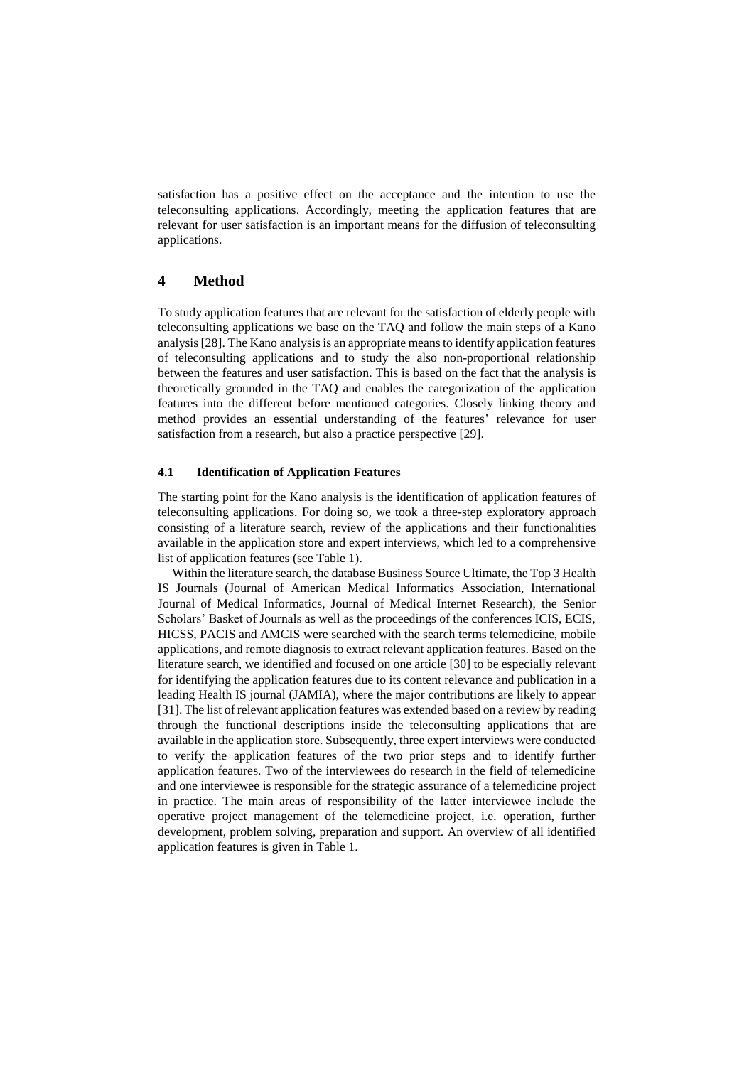satisfaction has a positive effect on the acceptance and the intention to use the teleconsulting applications. Accordingly, meeting the application features that are relevant for user satisfaction is an important means for the diffusion of teleconsulting applications.

# 4 Method

To study application features that are relevant for the satisfaction of elderly people with teleconsulting applications we base on the TAQ and follow the main steps of a Kano analysis [28]. The Kano analysis is an appropriate means to identify application features of teleconsulting applications and to study the also non-proportional relationship between the features and user satisfaction. This is based on the fact that the analysis is theoretically grounded in the TAQ and enables the categorization of the application features into the different before mentioned categories. Closely linking theory and method provides an essential understanding of the features' relevance for user satisfaction from a research, but also a practice perspective [29].

## 4.1 Identification of Application Features

The starting point for the Kano analysis is the identification of application features of teleconsulting applications. For doing so, we took a three-step exploratory approach consisting of a literature search, review of the applications and their functionalities available in the application store and expert interviews, which led to a comprehensive list of application features (see Table 1).

Within the literature search, the database Business Source Ultimate, the Top 3 Health IS Journals (Journal of American Medical Informatics Association, International Journal of Medical Informatics, Journal of Medical Internet Research), the Senior Scholars' Basket of Journals as well as the proceedings of the conferences ICIS, ECIS, HICSS, PACIS and AMCIS were searched with the search terms telemedicine, mobile applications, and remote diagnosis to extract relevant application features. Based on the literature search, we identified and focused on one article [30] to be especially relevant for identifying the application features due to its content relevance and publication in a leading Health IS journal (JAMIA), where the major contributions are likely to appear [31]. The list of relevant application features was extended based on a review by reading through the functional descriptions inside the teleconsulting applications that are available in the application store. Subsequently, three expert interviews were conducted to verify the application features of the two prior steps and to identify further application features. Two of the interviewees do research in the field of telemedicine and one interviewee is responsible for the strategic assurance of a telemedicine project in practice. The main areas of responsibility of the latter interviewee include the operative project management of the telemedicine project, i.e. operation, further development, problem solving, preparation and support. An overview of all identified application features is given in Table 1.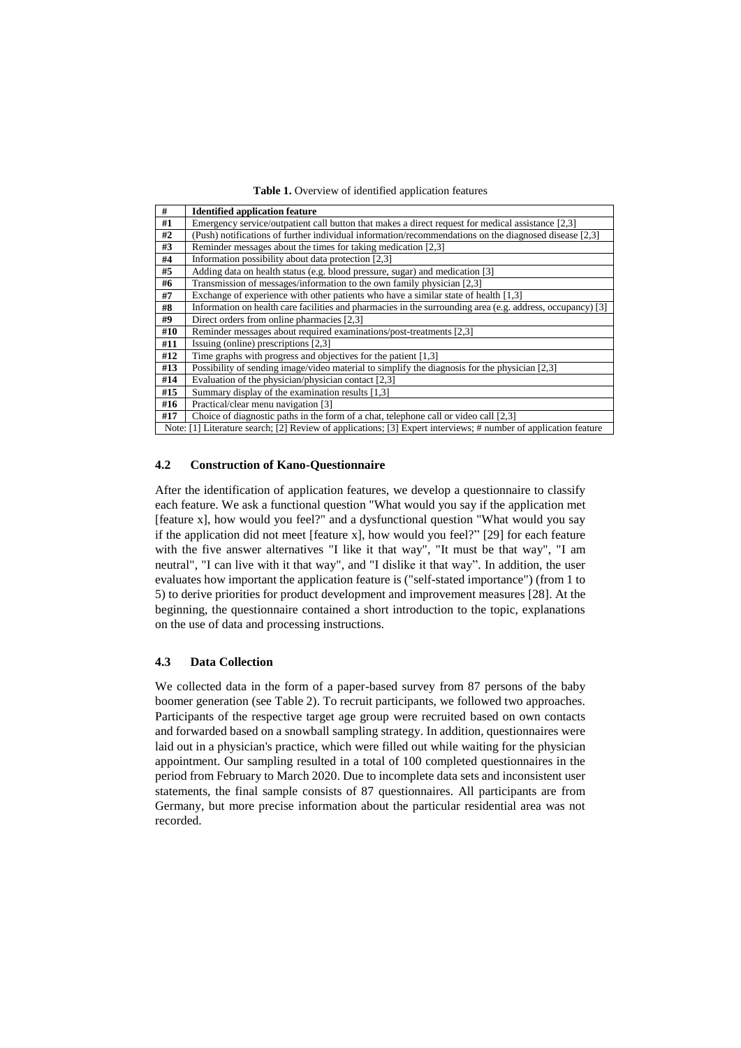**Table 1.** Overview of identified application features

| # | Identified application feature |
|---|---|
| #1 | Emergency service/outpatient call button that makes a direct request for medical assistance [2,3] |
| #2 | (Push) notifications of further individual information/recommendations on the diagnosed disease [2,3] |
| #3 | Reminder messages about the times for taking medication [2,3] |
| #4 | Information possibility about data protection [2,3] |
| #5 | Adding data on health status (e.g. blood pressure, sugar) and medication [3] |
| #6 | Transmission of messages/information to the own family physician [2,3] |
| #7 | Exchange of experience with other patients who have a similar state of health [1,3] |
| #8 | Information on health care facilities and pharmacies in the surrounding area (e.g. address, occupancy) [3] |
| #9 | Direct orders from online pharmacies [2,3] |
| #10 | Reminder messages about required examinations/post-treatments [2,3] |
| #11 | Issuing (online) prescriptions [2,3] |
| #12 | Time graphs with progress and objectives for the patient [1,3] |
| #13 | Possibility of sending image/video material to simplify the diagnosis for the physician [2,3] |
| #14 | Evaluation of the physician/physician contact [2,3] |
| #15 | Summary display of the examination results [1,3] |
| #16 | Practical/clear menu navigation [3] |
| #17 | Choice of diagnostic paths in the form of a chat, telephone call or video call [2,3] |

Note: [1] Literature search; [2] Review of applications; [3] Expert interviews; # number of application feature

### 4.2 Construction of Kano-Questionnaire

After the identification of application features, we develop a questionnaire to classify each feature. We ask a functional question "What would you say if the application met [feature x], how would you feel?" and a dysfunctional question "What would you say if the application did not meet [feature x], how would you feel?" [29] for each feature with the five answer alternatives "I like it that way", "It must be that way", "I am neutral", "I can live with it that way", and "I dislike it that way". In addition, the user evaluates how important the application feature is ("self-stated importance") (from 1 to 5) to derive priorities for product development and improvement measures [28]. At the beginning, the questionnaire contained a short introduction to the topic, explanations on the use of data and processing instructions.

### 4.3 Data Collection

We collected data in the form of a paper-based survey from 87 persons of the baby boomer generation (see Table 2). To recruit participants, we followed two approaches. Participants of the respective target age group were recruited based on own contacts and forwarded based on a snowball sampling strategy. In addition, questionnaires were laid out in a physician's practice, which were filled out while waiting for the physician appointment. Our sampling resulted in a total of 100 completed questionnaires in the period from February to March 2020. Due to incomplete data sets and inconsistent user statements, the final sample consists of 87 questionnaires. All participants are from Germany, but more precise information about the particular residential area was not recorded.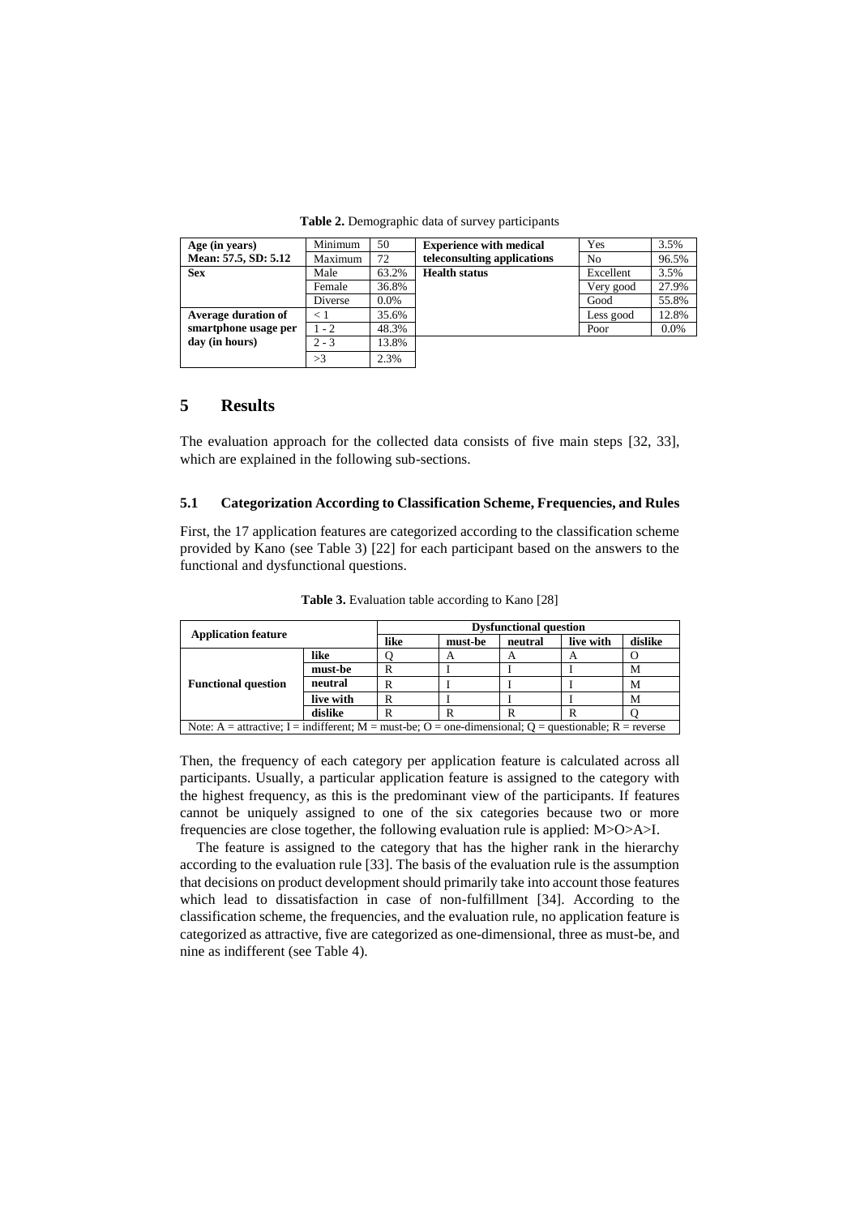**Table 2.** Demographic data of survey participants

| Age (in years) Mean: 57.5, SD: 5.12 | Minimum | 50 | Experience with medical teleconsulting applications | Yes | 3.5% |
|---|---|---|---|---|---|
| | Maximum | 72 | | No | 96.5% |
| **Sex** | Male | 63.2% | **Health status** | Excellent | 3.5% |
| | Female | 36.8% | | Very good | 27.9% |
| | Diverse | 0.0% | | Good | 55.8% |
| **Average duration of smartphone usage per day (in hours)** | < 1 | 35.6% | | Less good | 12.8% |
| | 1 - 2 | 48.3% | | Poor | 0.0% |
| | 2 - 3 | 13.8% | | | |
| | >3 | 2.3% | | | |

## 5 Results

The evaluation approach for the collected data consists of five main steps [32, 33], which are explained in the following sub-sections.

### 5.1 Categorization According to Classification Scheme, Frequencies, and Rules

First, the 17 application features are categorized according to the classification scheme provided by Kano (see Table 3) [22] for each participant based on the answers to the functional and dysfunctional questions.

**Table 3.** Evaluation table according to Kano [28]

| Application feature | | Dysfunctional question | | | | |
|---|---|---|---|---|---|---|
| | | **like** | **must-be** | **neutral** | **live with** | **dislike** |
| **Functional question** | **like** | Q | A | A | A | O |
| | **must-be** | R | I | I | I | M |
| | **neutral** | R | I | I | I | M |
| | **live with** | R | I | I | I | M |
| | **dislike** | R | R | R | R | Q |

Note: A = attractive; I = indifferent; M = must-be; O = one-dimensional; Q = questionable; R = reverse

Then, the frequency of each category per application feature is calculated across all participants. Usually, a particular application feature is assigned to the category with the highest frequency, as this is the predominant view of the participants. If features cannot be uniquely assigned to one of the six categories because two or more frequencies are close together, the following evaluation rule is applied: M>O>A>I.

The feature is assigned to the category that has the higher rank in the hierarchy according to the evaluation rule [33]. The basis of the evaluation rule is the assumption that decisions on product development should primarily take into account those features which lead to dissatisfaction in case of non-fulfillment [34]. According to the classification scheme, the frequencies, and the evaluation rule, no application feature is categorized as attractive, five are categorized as one-dimensional, three as must-be, and nine as indifferent (see Table 4).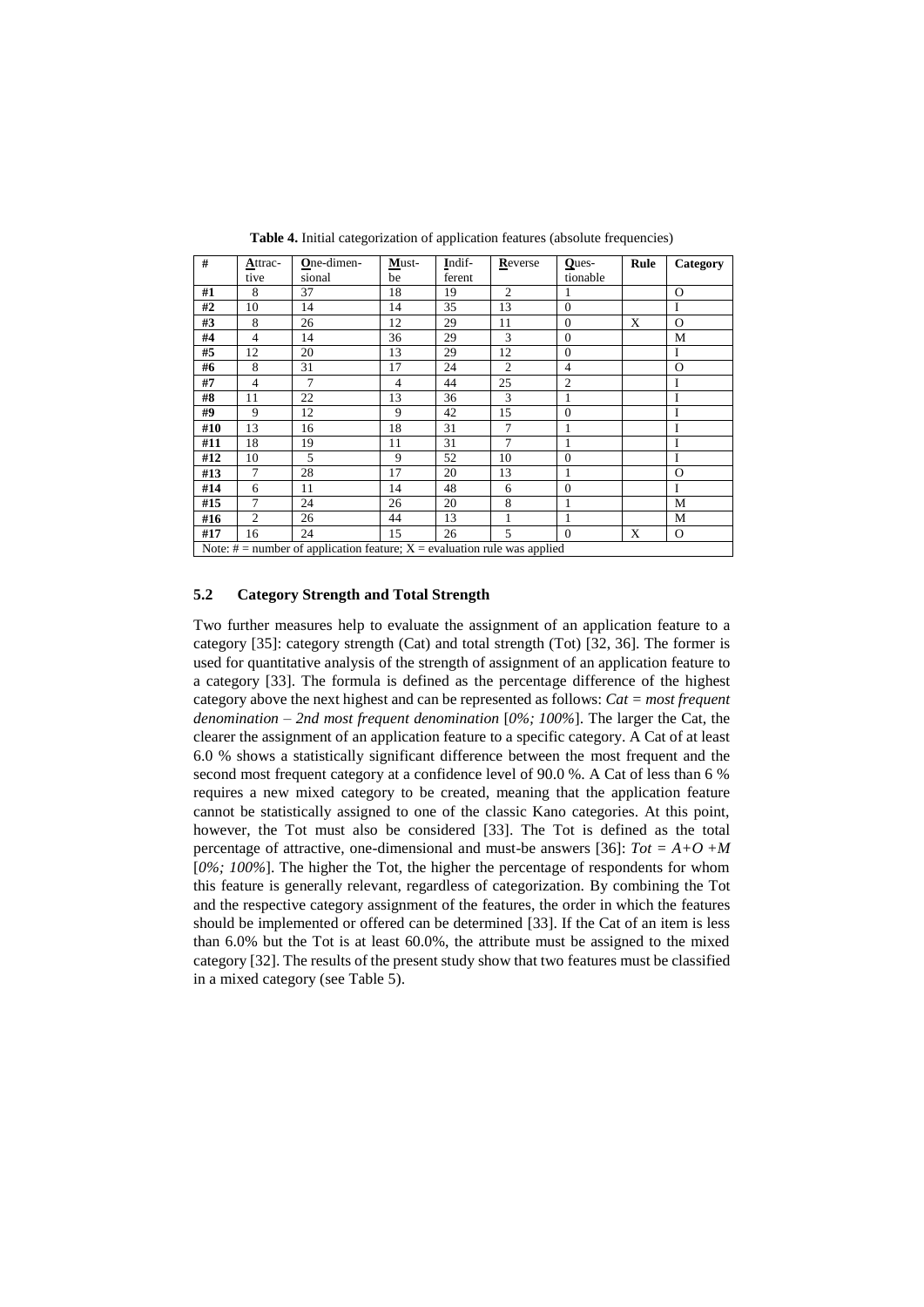**Table 4.** Initial categorization of application features (absolute frequencies)

| # | Attractive | One-dimensional | Must-be | Indifferent | Reverse | Questionable | Rule | Category |
|---|---|---|---|---|---|---|---|---|
| #1 | 8 | 37 | 18 | 19 | 2 | 1 | | O |
| #2 | 10 | 14 | 14 | 35 | 13 | 0 | | I |
| #3 | 8 | 26 | 12 | 29 | 11 | 0 | X | O |
| #4 | 4 | 14 | 36 | 29 | 3 | 0 | | M |
| #5 | 12 | 20 | 13 | 29 | 12 | 0 | | I |
| #6 | 8 | 31 | 17 | 24 | 2 | 4 | | O |
| #7 | 4 | 7 | 4 | 44 | 25 | 2 | | I |
| #8 | 11 | 22 | 13 | 36 | 3 | 1 | | I |
| #9 | 9 | 12 | 9 | 42 | 15 | 0 | | I |
| #10 | 13 | 16 | 18 | 31 | 7 | 1 | | I |
| #11 | 18 | 19 | 11 | 31 | 7 | 1 | | I |
| #12 | 10 | 5 | 9 | 52 | 10 | 0 | | I |
| #13 | 7 | 28 | 17 | 20 | 13 | 1 | | O |
| #14 | 6 | 11 | 14 | 48 | 6 | 0 | | I |
| #15 | 7 | 24 | 26 | 20 | 8 | 1 | | M |
| #16 | 2 | 26 | 44 | 13 | 1 | 1 | | M |
| #17 | 16 | 24 | 15 | 26 | 5 | 0 | X | O |

Note: # = number of application feature; X = evaluation rule was applied

### 5.2 Category Strength and Total Strength

Two further measures help to evaluate the assignment of an application feature to a category [35]: category strength (Cat) and total strength (Tot) [32, 36]. The former is used for quantitative analysis of the strength of assignment of an application feature to a category [33]. The formula is defined as the percentage difference of the highest category above the next highest and can be represented as follows: *Cat = most frequent denomination – 2nd most frequent denomination* [*0%; 100%*]. The larger the Cat, the clearer the assignment of an application feature to a specific category. A Cat of at least 6.0 % shows a statistically significant difference between the most frequent and the second most frequent category at a confidence level of 90.0 %. A Cat of less than 6 % requires a new mixed category to be created, meaning that the application feature cannot be statistically assigned to one of the classic Kano categories. At this point, however, the Tot must also be considered [33]. The Tot is defined as the total percentage of attractive, one-dimensional and must-be answers [36]: $Tot = A+O+M$ [*0%; 100%*]. The higher the Tot, the higher the percentage of respondents for whom this feature is generally relevant, regardless of categorization. By combining the Tot and the respective category assignment of the features, the order in which the features should be implemented or offered can be determined [33]. If the Cat of an item is less than 6.0% but the Tot is at least 60.0%, the attribute must be assigned to the mixed category [32]. The results of the present study show that two features must be classified in a mixed category (see Table 5).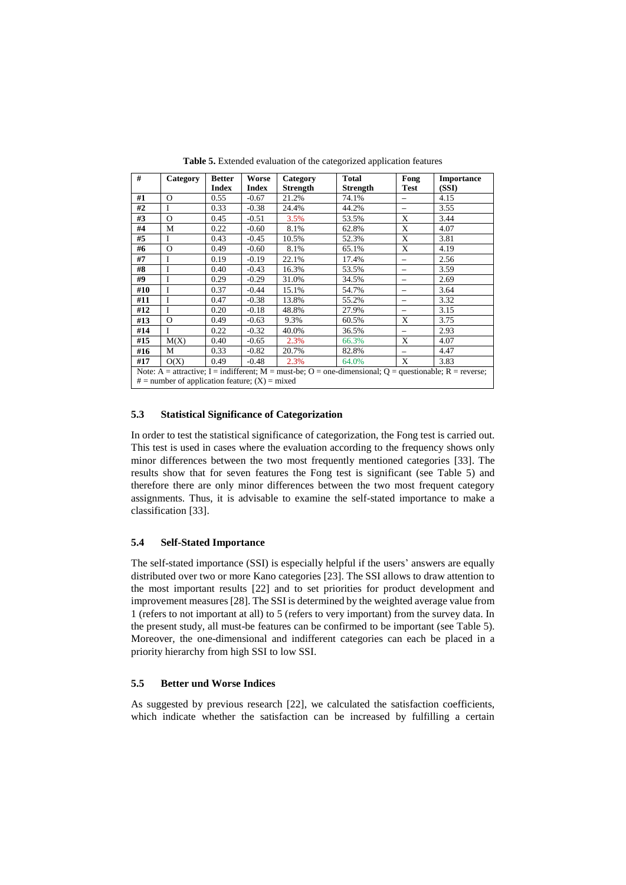**Table 5.** Extended evaluation of the categorized application features

| # | Category | Better Index | Worse Index | Category Strength | Total Strength | Fong Test | Importance (SSI) |
|---|---|---|---|---|---|---|---|
| #1 | O | 0.55 | -0.67 | 21.2% | 74.1% | – | 4.15 |
| #2 | I | 0.33 | -0.38 | 24.4% | 44.2% | – | 3.55 |
| #3 | O | 0.45 | -0.51 | 3.5% | 53.5% | X | 3.44 |
| #4 | M | 0.22 | -0.60 | 8.1% | 62.8% | X | 4.07 |
| #5 | I | 0.43 | -0.45 | 10.5% | 52.3% | X | 3.81 |
| #6 | O | 0.49 | -0.60 | 8.1% | 65.1% | X | 4.19 |
| #7 | I | 0.19 | -0.19 | 22.1% | 17.4% | – | 2.56 |
| #8 | I | 0.40 | -0.43 | 16.3% | 53.5% | – | 3.59 |
| #9 | I | 0.29 | -0.29 | 31.0% | 34.5% | – | 2.69 |
| #10 | I | 0.37 | -0.44 | 15.1% | 54.7% | – | 3.64 |
| #11 | I | 0.47 | -0.38 | 13.8% | 55.2% | – | 3.32 |
| #12 | I | 0.20 | -0.18 | 48.8% | 27.9% | – | 3.15 |
| #13 | O | 0.49 | -0.63 | 9.3% | 60.5% | X | 3.75 |
| #14 | I | 0.22 | -0.32 | 40.0% | 36.5% | – | 2.93 |
| #15 | M(X) | 0.40 | -0.65 | 2.3% | 66.3% | X | 4.07 |
| #16 | M | 0.33 | -0.82 | 20.7% | 82.8% | – | 4.47 |
| #17 | O(X) | 0.49 | -0.48 | 2.3% | 64.0% | X | 3.83 |

Note: A = attractive; I = indifferent; M = must-be; O = one-dimensional; Q = questionable; R = reverse; # = number of application feature; (X) = mixed

### 5.3 Statistical Significance of Categorization

In order to test the statistical significance of categorization, the Fong test is carried out. This test is used in cases where the evaluation according to the frequency shows only minor differences between the two most frequently mentioned categories [33]. The results show that for seven features the Fong test is significant (see Table 5) and therefore there are only minor differences between the two most frequent category assignments. Thus, it is advisable to examine the self-stated importance to make a classification [33].

### 5.4 Self-Stated Importance

The self-stated importance (SSI) is especially helpful if the users' answers are equally distributed over two or more Kano categories [23]. The SSI allows to draw attention to the most important results [22] and to set priorities for product development and improvement measures [28]. The SSI is determined by the weighted average value from 1 (refers to not important at all) to 5 (refers to very important) from the survey data. In the present study, all must-be features can be confirmed to be important (see Table 5). Moreover, the one-dimensional and indifferent categories can each be placed in a priority hierarchy from high SSI to low SSI.

### 5.5 Better und Worse Indices

As suggested by previous research [22], we calculated the satisfaction coefficients, which indicate whether the satisfaction can be increased by fulfilling a certain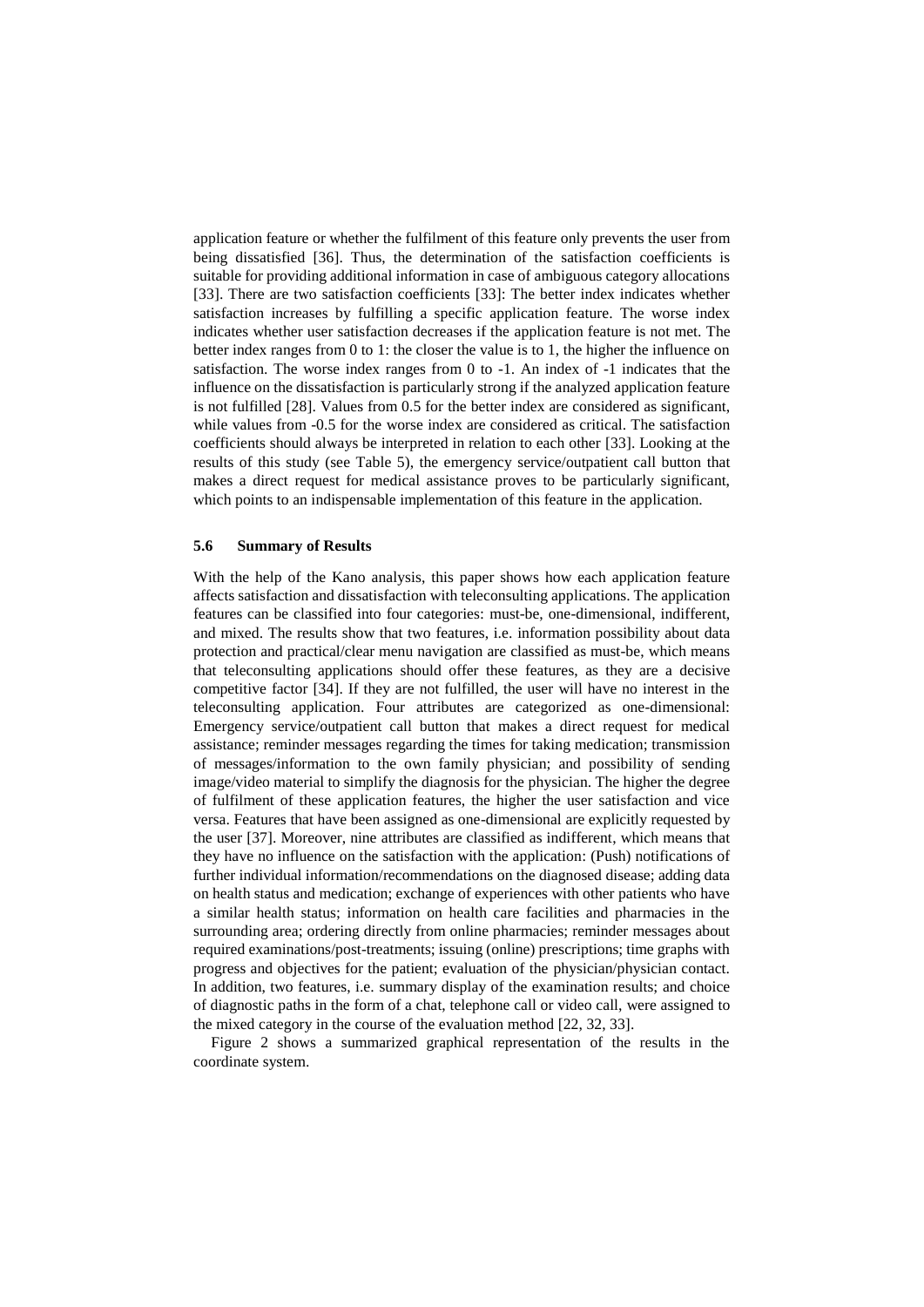application feature or whether the fulfilment of this feature only prevents the user from being dissatisfied [36]. Thus, the determination of the satisfaction coefficients is suitable for providing additional information in case of ambiguous category allocations [33]. There are two satisfaction coefficients [33]: The better index indicates whether satisfaction increases by fulfilling a specific application feature. The worse index indicates whether user satisfaction decreases if the application feature is not met. The better index ranges from 0 to 1: the closer the value is to 1, the higher the influence on satisfaction. The worse index ranges from 0 to -1. An index of -1 indicates that the influence on the dissatisfaction is particularly strong if the analyzed application feature is not fulfilled [28]. Values from 0.5 for the better index are considered as significant, while values from -0.5 for the worse index are considered as critical. The satisfaction coefficients should always be interpreted in relation to each other [33]. Looking at the results of this study (see Table 5), the emergency service/outpatient call button that makes a direct request for medical assistance proves to be particularly significant, which points to an indispensable implementation of this feature in the application.

### 5.6 Summary of Results

With the help of the Kano analysis, this paper shows how each application feature affects satisfaction and dissatisfaction with teleconsulting applications. The application features can be classified into four categories: must-be, one-dimensional, indifferent, and mixed. The results show that two features, i.e. information possibility about data protection and practical/clear menu navigation are classified as must-be, which means that teleconsulting applications should offer these features, as they are a decisive competitive factor [34]. If they are not fulfilled, the user will have no interest in the teleconsulting application. Four attributes are categorized as one-dimensional: Emergency service/outpatient call button that makes a direct request for medical assistance; reminder messages regarding the times for taking medication; transmission of messages/information to the own family physician; and possibility of sending image/video material to simplify the diagnosis for the physician. The higher the degree of fulfilment of these application features, the higher the user satisfaction and vice versa. Features that have been assigned as one-dimensional are explicitly requested by the user [37]. Moreover, nine attributes are classified as indifferent, which means that they have no influence on the satisfaction with the application: (Push) notifications of further individual information/recommendations on the diagnosed disease; adding data on health status and medication; exchange of experiences with other patients who have a similar health status; information on health care facilities and pharmacies in the surrounding area; ordering directly from online pharmacies; reminder messages about required examinations/post-treatments; issuing (online) prescriptions; time graphs with progress and objectives for the patient; evaluation of the physician/physician contact. In addition, two features, i.e. summary display of the examination results; and choice of diagnostic paths in the form of a chat, telephone call or video call, were assigned to the mixed category in the course of the evaluation method [22, 32, 33].

Figure 2 shows a summarized graphical representation of the results in the coordinate system.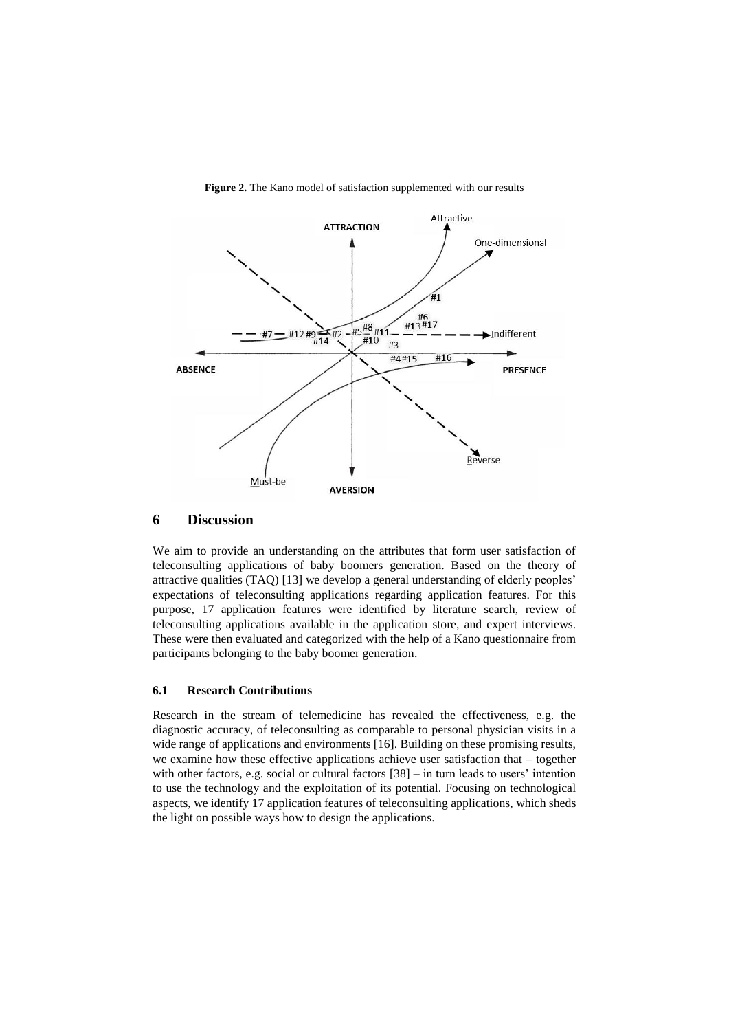**Figure 2.** The Kano model of satisfaction supplemented with our results

# 6 Discussion

We aim to provide an understanding on the attributes that form user satisfaction of teleconsulting applications of baby boomers generation. Based on the theory of attractive qualities (TAQ) [13] we develop a general understanding of elderly peoples' expectations of teleconsulting applications regarding application features. For this purpose, 17 application features were identified by literature search, review of teleconsulting applications available in the application store, and expert interviews. These were then evaluated and categorized with the help of a Kano questionnaire from participants belonging to the baby boomer generation.

## 6.1 Research Contributions

Research in the stream of telemedicine has revealed the effectiveness, e.g. the diagnostic accuracy, of teleconsulting as comparable to personal physician visits in a wide range of applications and environments [16]. Building on these promising results, we examine how these effective applications achieve user satisfaction that – together with other factors, e.g. social or cultural factors [38] – in turn leads to users' intention to use the technology and the exploitation of its potential. Focusing on technological aspects, we identify 17 application features of teleconsulting applications, which sheds the light on possible ways how to design the applications.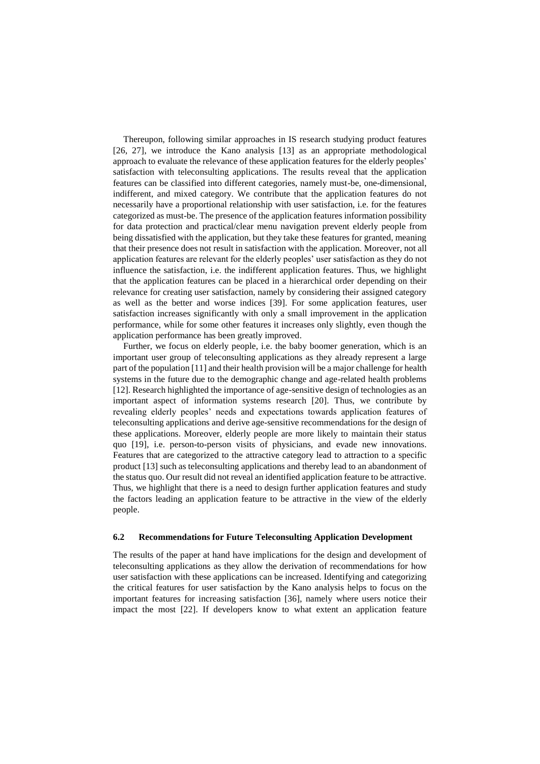Thereupon, following similar approaches in IS research studying product features [26, 27], we introduce the Kano analysis [13] as an appropriate methodological approach to evaluate the relevance of these application features for the elderly peoples' satisfaction with teleconsulting applications. The results reveal that the application features can be classified into different categories, namely must-be, one-dimensional, indifferent, and mixed category. We contribute that the application features do not necessarily have a proportional relationship with user satisfaction, i.e. for the features categorized as must-be. The presence of the application features information possibility for data protection and practical/clear menu navigation prevent elderly people from being dissatisfied with the application, but they take these features for granted, meaning that their presence does not result in satisfaction with the application. Moreover, not all application features are relevant for the elderly peoples' user satisfaction as they do not influence the satisfaction, i.e. the indifferent application features. Thus, we highlight that the application features can be placed in a hierarchical order depending on their relevance for creating user satisfaction, namely by considering their assigned category as well as the better and worse indices [39]. For some application features, user satisfaction increases significantly with only a small improvement in the application performance, while for some other features it increases only slightly, even though the application performance has been greatly improved.

Further, we focus on elderly people, i.e. the baby boomer generation, which is an important user group of teleconsulting applications as they already represent a large part of the population [11] and their health provision will be a major challenge for health systems in the future due to the demographic change and age-related health problems [12]. Research highlighted the importance of age-sensitive design of technologies as an important aspect of information systems research [20]. Thus, we contribute by revealing elderly peoples' needs and expectations towards application features of teleconsulting applications and derive age-sensitive recommendations for the design of these applications. Moreover, elderly people are more likely to maintain their status quo [19], i.e. person-to-person visits of physicians, and evade new innovations. Features that are categorized to the attractive category lead to attraction to a specific product [13] such as teleconsulting applications and thereby lead to an abandonment of the status quo. Our result did not reveal an identified application feature to be attractive. Thus, we highlight that there is a need to design further application features and study the factors leading an application feature to be attractive in the view of the elderly people.

### 6.2 Recommendations for Future Teleconsulting Application Development

The results of the paper at hand have implications for the design and development of teleconsulting applications as they allow the derivation of recommendations for how user satisfaction with these applications can be increased. Identifying and categorizing the critical features for user satisfaction by the Kano analysis helps to focus on the important features for increasing satisfaction [36], namely where users notice their impact the most [22]. If developers know to what extent an application feature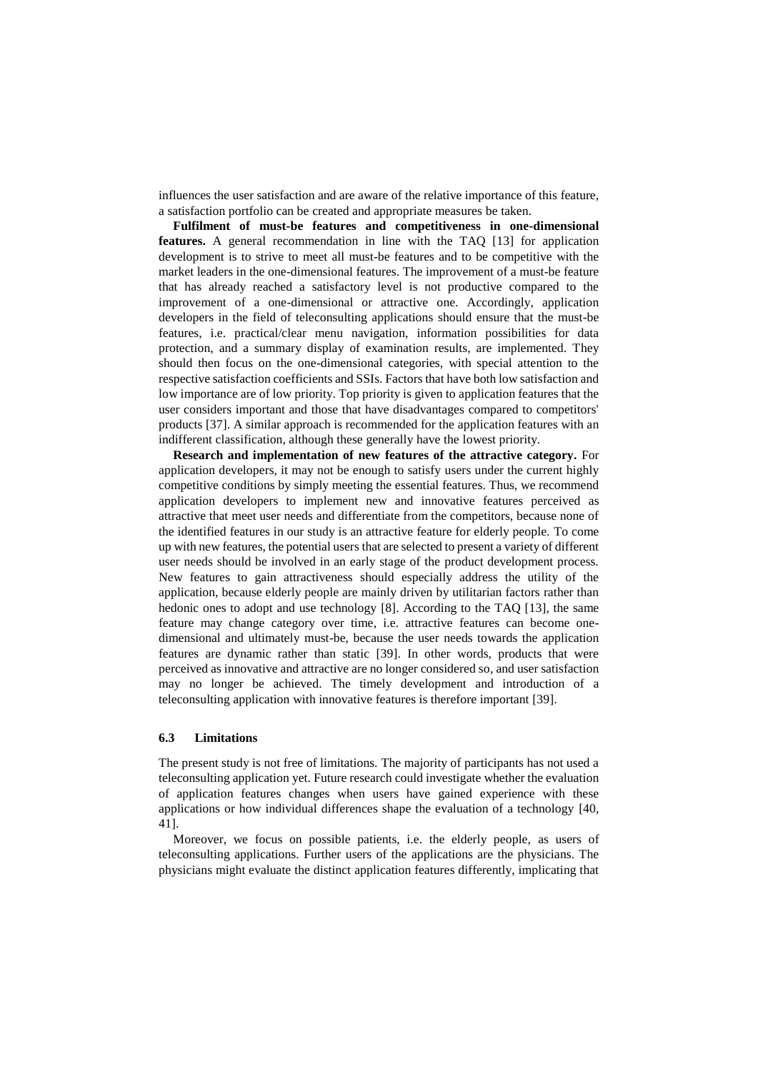influences the user satisfaction and are aware of the relative importance of this feature, a satisfaction portfolio can be created and appropriate measures be taken.

**Fulfilment of must-be features and competitiveness in one-dimensional features.** A general recommendation in line with the TAQ [13] for application development is to strive to meet all must-be features and to be competitive with the market leaders in the one-dimensional features. The improvement of a must-be feature that has already reached a satisfactory level is not productive compared to the improvement of a one-dimensional or attractive one. Accordingly, application developers in the field of teleconsulting applications should ensure that the must-be features, i.e. practical/clear menu navigation, information possibilities for data protection, and a summary display of examination results, are implemented. They should then focus on the one-dimensional categories, with special attention to the respective satisfaction coefficients and SSIs. Factors that have both low satisfaction and low importance are of low priority. Top priority is given to application features that the user considers important and those that have disadvantages compared to competitors' products [37]. A similar approach is recommended for the application features with an indifferent classification, although these generally have the lowest priority.

**Research and implementation of new features of the attractive category.** For application developers, it may not be enough to satisfy users under the current highly competitive conditions by simply meeting the essential features. Thus, we recommend application developers to implement new and innovative features perceived as attractive that meet user needs and differentiate from the competitors, because none of the identified features in our study is an attractive feature for elderly people. To come up with new features, the potential users that are selected to present a variety of different user needs should be involved in an early stage of the product development process. New features to gain attractiveness should especially address the utility of the application, because elderly people are mainly driven by utilitarian factors rather than hedonic ones to adopt and use technology [8]. According to the TAQ [13], the same feature may change category over time, i.e. attractive features can become one-dimensional and ultimately must-be, because the user needs towards the application features are dynamic rather than static [39]. In other words, products that were perceived as innovative and attractive are no longer considered so, and user satisfaction may no longer be achieved. The timely development and introduction of a teleconsulting application with innovative features is therefore important [39].

### 6.3 Limitations

The present study is not free of limitations. The majority of participants has not used a teleconsulting application yet. Future research could investigate whether the evaluation of application features changes when users have gained experience with these applications or how individual differences shape the evaluation of a technology [40, 41].

Moreover, we focus on possible patients, i.e. the elderly people, as users of teleconsulting applications. Further users of the applications are the physicians. The physicians might evaluate the distinct application features differently, implicating that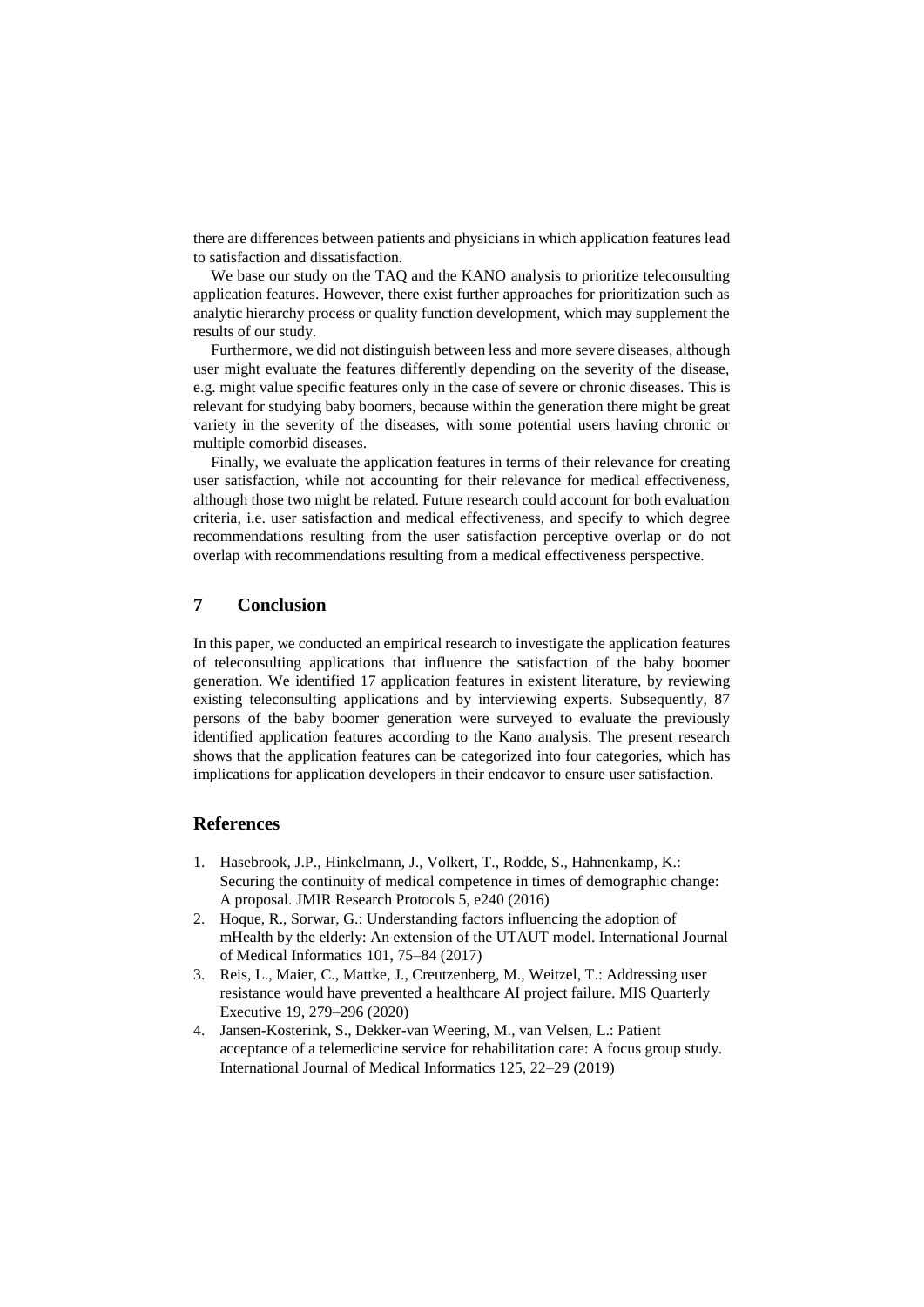there are differences between patients and physicians in which application features lead to satisfaction and dissatisfaction.

We base our study on the TAQ and the KANO analysis to prioritize teleconsulting application features. However, there exist further approaches for prioritization such as analytic hierarchy process or quality function development, which may supplement the results of our study.

Furthermore, we did not distinguish between less and more severe diseases, although user might evaluate the features differently depending on the severity of the disease, e.g. might value specific features only in the case of severe or chronic diseases. This is relevant for studying baby boomers, because within the generation there might be great variety in the severity of the diseases, with some potential users having chronic or multiple comorbid diseases.

Finally, we evaluate the application features in terms of their relevance for creating user satisfaction, while not accounting for their relevance for medical effectiveness, although those two might be related. Future research could account for both evaluation criteria, i.e. user satisfaction and medical effectiveness, and specify to which degree recommendations resulting from the user satisfaction perceptive overlap or do not overlap with recommendations resulting from a medical effectiveness perspective.

## 7 Conclusion

In this paper, we conducted an empirical research to investigate the application features of teleconsulting applications that influence the satisfaction of the baby boomer generation. We identified 17 application features in existent literature, by reviewing existing teleconsulting applications and by interviewing experts. Subsequently, 87 persons of the baby boomer generation were surveyed to evaluate the previously identified application features according to the Kano analysis. The present research shows that the application features can be categorized into four categories, which has implications for application developers in their endeavor to ensure user satisfaction.

## References

1. Hasebrook, J.P., Hinkelmann, J., Volkert, T., Rodde, S., Hahnenkamp, K.: Securing the continuity of medical competence in times of demographic change: A proposal. JMIR Research Protocols 5, e240 (2016)
2. Hoque, R., Sorwar, G.: Understanding factors influencing the adoption of mHealth by the elderly: An extension of the UTAUT model. International Journal of Medical Informatics 101, 75–84 (2017)
3. Reis, L., Maier, C., Mattke, J., Creutzenberg, M., Weitzel, T.: Addressing user resistance would have prevented a healthcare AI project failure. MIS Quarterly Executive 19, 279–296 (2020)
4. Jansen-Kosterink, S., Dekker-van Weering, M., van Velsen, L.: Patient acceptance of a telemedicine service for rehabilitation care: A focus group study. International Journal of Medical Informatics 125, 22–29 (2019)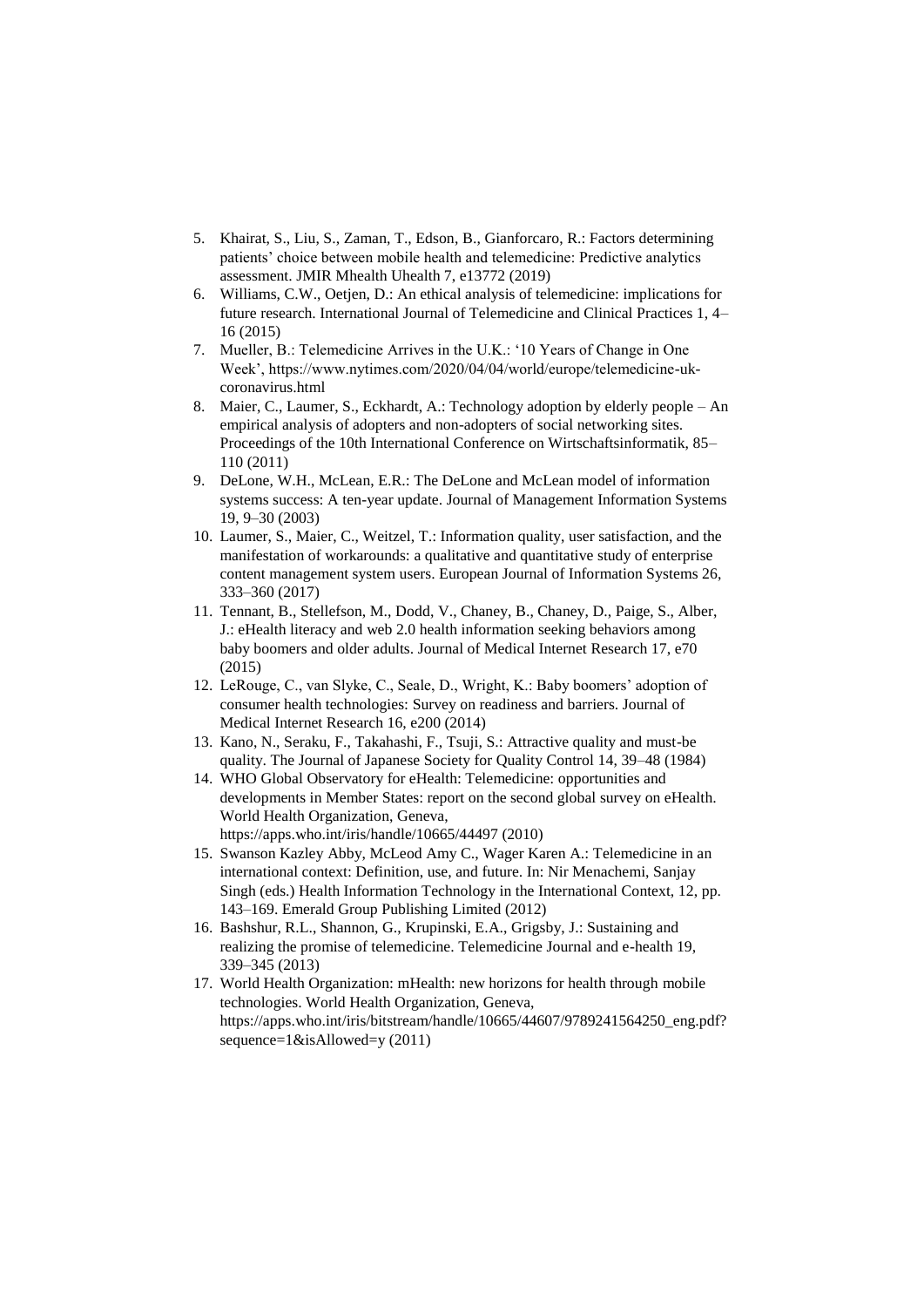5. Khairat, S., Liu, S., Zaman, T., Edson, B., Gianforcaro, R.: Factors determining patients' choice between mobile health and telemedicine: Predictive analytics assessment. JMIR Mhealth Uhealth 7, e13772 (2019)
6. Williams, C.W., Oetjen, D.: An ethical analysis of telemedicine: implications for future research. International Journal of Telemedicine and Clinical Practices 1, 4–16 (2015)
7. Mueller, B.: Telemedicine Arrives in the U.K.: '10 Years of Change in One Week', https://www.nytimes.com/2020/04/04/world/europe/telemedicine-uk-coronavirus.html
8. Maier, C., Laumer, S., Eckhardt, A.: Technology adoption by elderly people – An empirical analysis of adopters and non-adopters of social networking sites. Proceedings of the 10th International Conference on Wirtschaftsinformatik, 85–110 (2011)
9. DeLone, W.H., McLean, E.R.: The DeLone and McLean model of information systems success: A ten-year update. Journal of Management Information Systems 19, 9–30 (2003)
10. Laumer, S., Maier, C., Weitzel, T.: Information quality, user satisfaction, and the manifestation of workarounds: a qualitative and quantitative study of enterprise content management system users. European Journal of Information Systems 26, 333–360 (2017)
11. Tennant, B., Stellefson, M., Dodd, V., Chaney, B., Chaney, D., Paige, S., Alber, J.: eHealth literacy and web 2.0 health information seeking behaviors among baby boomers and older adults. Journal of Medical Internet Research 17, e70 (2015)
12. LeRouge, C., van Slyke, C., Seale, D., Wright, K.: Baby boomers' adoption of consumer health technologies: Survey on readiness and barriers. Journal of Medical Internet Research 16, e200 (2014)
13. Kano, N., Seraku, F., Takahashi, F., Tsuji, S.: Attractive quality and must-be quality. The Journal of Japanese Society for Quality Control 14, 39–48 (1984)
14. WHO Global Observatory for eHealth: Telemedicine: opportunities and developments in Member States: report on the second global survey on eHealth. World Health Organization, Geneva, https://apps.who.int/iris/handle/10665/44497 (2010)
15. Swanson Kazley Abby, McLeod Amy C., Wager Karen A.: Telemedicine in an international context: Definition, use, and future. In: Nir Menachemi, Sanjay Singh (eds.) Health Information Technology in the International Context, 12, pp. 143–169. Emerald Group Publishing Limited (2012)
16. Bashshur, R.L., Shannon, G., Krupinski, E.A., Grigsby, J.: Sustaining and realizing the promise of telemedicine. Telemedicine Journal and e-health 19, 339–345 (2013)
17. World Health Organization: mHealth: new horizons for health through mobile technologies. World Health Organization, Geneva, https://apps.who.int/iris/bitstream/handle/10665/44607/9789241564250_eng.pdf?sequence=1&isAllowed=y (2011)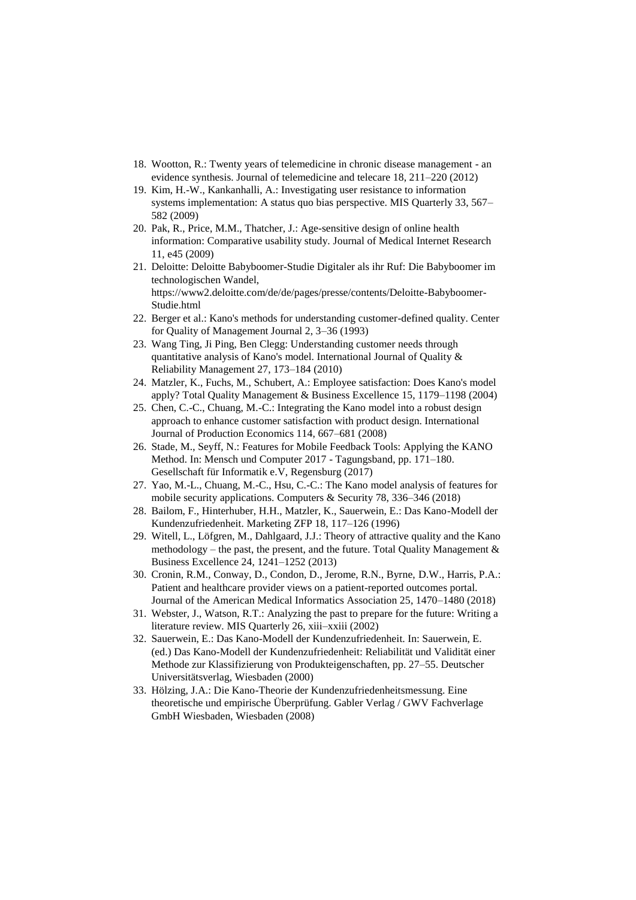18. Wootton, R.: Twenty years of telemedicine in chronic disease management - an evidence synthesis. Journal of telemedicine and telecare 18, 211–220 (2012)
19. Kim, H.-W., Kankanhalli, A.: Investigating user resistance to information systems implementation: A status quo bias perspective. MIS Quarterly 33, 567–582 (2009)
20. Pak, R., Price, M.M., Thatcher, J.: Age-sensitive design of online health information: Comparative usability study. Journal of Medical Internet Research 11, e45 (2009)
21. Deloitte: Deloitte Babyboomer-Studie Digitaler als ihr Ruf: Die Babyboomer im technologischen Wandel, https://www2.deloitte.com/de/de/pages/presse/contents/Deloitte-Babyboomer-Studie.html
22. Berger et al.: Kano's methods for understanding customer-defined quality. Center for Quality of Management Journal 2, 3–36 (1993)
23. Wang Ting, Ji Ping, Ben Clegg: Understanding customer needs through quantitative analysis of Kano's model. International Journal of Quality & Reliability Management 27, 173–184 (2010)
24. Matzler, K., Fuchs, M., Schubert, A.: Employee satisfaction: Does Kano's model apply? Total Quality Management & Business Excellence 15, 1179–1198 (2004)
25. Chen, C.-C., Chuang, M.-C.: Integrating the Kano model into a robust design approach to enhance customer satisfaction with product design. International Journal of Production Economics 114, 667–681 (2008)
26. Stade, M., Seyff, N.: Features for Mobile Feedback Tools: Applying the KANO Method. In: Mensch und Computer 2017 - Tagungsband, pp. 171–180. Gesellschaft für Informatik e.V, Regensburg (2017)
27. Yao, M.-L., Chuang, M.-C., Hsu, C.-C.: The Kano model analysis of features for mobile security applications. Computers & Security 78, 336–346 (2018)
28. Bailom, F., Hinterhuber, H.H., Matzler, K., Sauerwein, E.: Das Kano-Modell der Kundenzufriedenheit. Marketing ZFP 18, 117–126 (1996)
29. Witell, L., Löfgren, M., Dahlgaard, J.J.: Theory of attractive quality and the Kano methodology – the past, the present, and the future. Total Quality Management & Business Excellence 24, 1241–1252 (2013)
30. Cronin, R.M., Conway, D., Condon, D., Jerome, R.N., Byrne, D.W., Harris, P.A.: Patient and healthcare provider views on a patient-reported outcomes portal. Journal of the American Medical Informatics Association 25, 1470–1480 (2018)
31. Webster, J., Watson, R.T.: Analyzing the past to prepare for the future: Writing a literature review. MIS Quarterly 26, xiii–xxiii (2002)
32. Sauerwein, E.: Das Kano-Modell der Kundenzufriedenheit. In: Sauerwein, E. (ed.) Das Kano-Modell der Kundenzufriedenheit: Reliabilität und Validität einer Methode zur Klassifizierung von Produkteigenschaften, pp. 27–55. Deutscher Universitätsverlag, Wiesbaden (2000)
33. Hölzing, J.A.: Die Kano-Theorie der Kundenzufriedenheitsmessung. Eine theoretische und empirische Überprüfung. Gabler Verlag / GWV Fachverlage GmbH Wiesbaden, Wiesbaden (2008)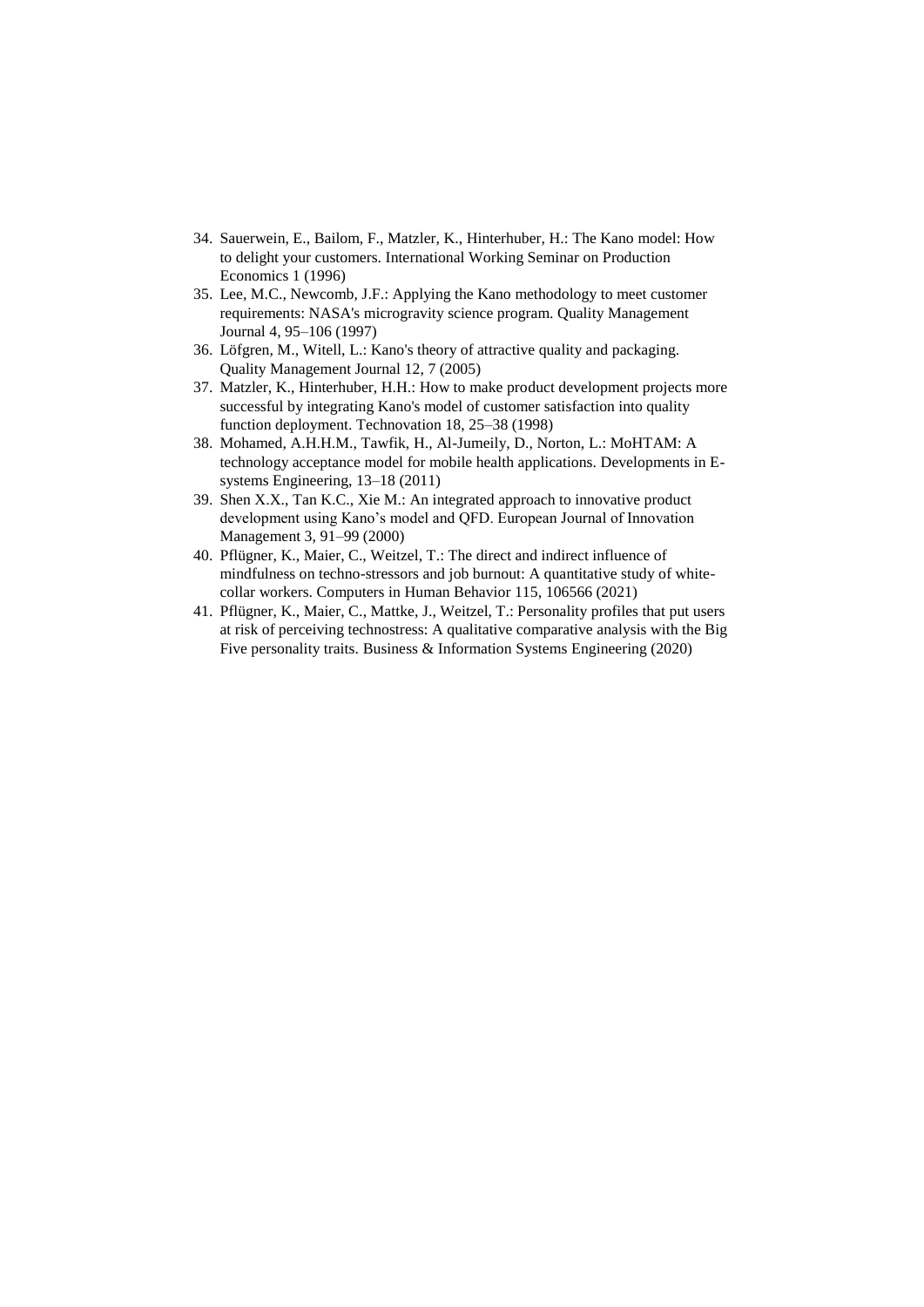34. Sauerwein, E., Bailom, F., Matzler, K., Hinterhuber, H.: The Kano model: How to delight your customers. International Working Seminar on Production Economics 1 (1996)
35. Lee, M.C., Newcomb, J.F.: Applying the Kano methodology to meet customer requirements: NASA's microgravity science program. Quality Management Journal 4, 95–106 (1997)
36. Löfgren, M., Witell, L.: Kano's theory of attractive quality and packaging. Quality Management Journal 12, 7 (2005)
37. Matzler, K., Hinterhuber, H.H.: How to make product development projects more successful by integrating Kano's model of customer satisfaction into quality function deployment. Technovation 18, 25–38 (1998)
38. Mohamed, A.H.H.M., Tawfik, H., Al-Jumeily, D., Norton, L.: MoHTAM: A technology acceptance model for mobile health applications. Developments in E-systems Engineering, 13–18 (2011)
39. Shen X.X., Tan K.C., Xie M.: An integrated approach to innovative product development using Kano's model and QFD. European Journal of Innovation Management 3, 91–99 (2000)
40. Pflügner, K., Maier, C., Weitzel, T.: The direct and indirect influence of mindfulness on techno-stressors and job burnout: A quantitative study of white-collar workers. Computers in Human Behavior 115, 106566 (2021)
41. Pflügner, K., Maier, C., Mattke, J., Weitzel, T.: Personality profiles that put users at risk of perceiving technostress: A qualitative comparative analysis with the Big Five personality traits. Business & Information Systems Engineering (2020)